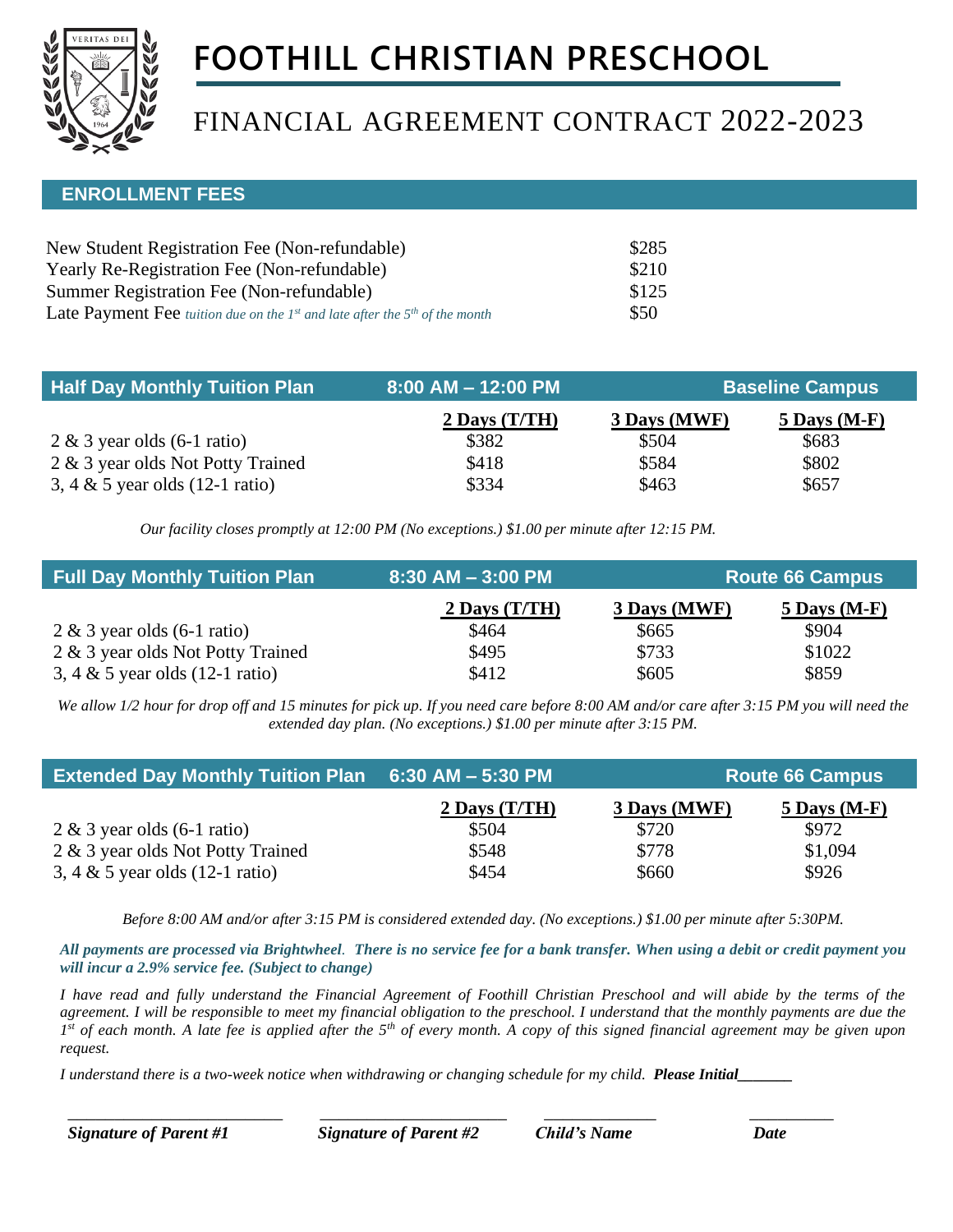# FOOTHILL CHRISTIAN PRESCHOOL

## FINANCIAL AGREEMENT CONTRACT 2022-2023

### ENROLLMENT FEES

| | |
|---|---|
| New Student Registration Fee (Non-refundable) | $285 |
| Yearly Re-Registration Fee (Non-refundable) | $210 |
| Summer Registration Fee (Non-refundable) | $125 |
| Late Payment Fee *tuition due on the 1st and late after the 5th of the month* | $50 |

| Half Day Monthly Tuition Plan | 8:00 AM – 12:00 PM | | Baseline Campus |
|---|---|---|---|
| | **2 Days (T/TH)** | **3 Days (MWF)** | **5 Days (M-F)** |
| 2 & 3 year olds (6-1 ratio) | $382 | $504 | $683 |
| 2 & 3 year olds Not Potty Trained | $418 | $584 | $802 |
| 3, 4 & 5 year olds (12-1 ratio) | $334 | $463 | $657 |

*Our facility closes promptly at 12:00 PM (No exceptions.) $1.00 per minute after 12:15 PM.*

| Full Day Monthly Tuition Plan | 8:30 AM – 3:00 PM | | Route 66 Campus |
|---|---|---|---|
| | **2 Days (T/TH)** | **3 Days (MWF)** | **5 Days (M-F)** |
| 2 & 3 year olds (6-1 ratio) | $464 | $665 | $904 |
| 2 & 3 year olds Not Potty Trained | $495 | $733 | $1022 |
| 3, 4 & 5 year olds (12-1 ratio) | $412 | $605 | $859 |

*We allow 1/2 hour for drop off and 15 minutes for pick up. If you need care before 8:00 AM and/or care after 3:15 PM you will need the extended day plan. (No exceptions.) $1.00 per minute after 3:15 PM.*

| Extended Day Monthly Tuition Plan | 6:30 AM – 5:30 PM | | Route 66 Campus |
|---|---|---|---|
| | **2 Days (T/TH)** | **3 Days (MWF)** | **5 Days (M-F)** |
| 2 & 3 year olds (6-1 ratio) | $504 | $720 | $972 |
| 2 & 3 year olds Not Potty Trained | $548 | $778 | $1,094 |
| 3, 4 & 5 year olds (12-1 ratio) | $454 | $660 | $926 |

*Before 8:00 AM and/or after 3:15 PM is considered extended day. (No exceptions.) $1.00 per minute after 5:30PM.*

***All payments are processed via Brightwheel. There is no service fee for a bank transfer. When using a debit or credit payment you will incur a 2.9% service fee. (Subject to change)***

*I have read and fully understand the Financial Agreement of Foothill Christian Preschool and will abide by the terms of the agreement. I will be responsible to meet my financial obligation to the preschool. I understand that the monthly payments are due the 1st of each month. A late fee is applied after the 5th of every month. A copy of this signed financial agreement may be given upon request.*

*I understand there is a two-week notice when withdrawing or changing schedule for my child.* ***Please Initial_______***

| _________________________ | _________________________ | _______________ | ___________ |
|---|---|---|---|
| ***Signature of Parent #1*** | ***Signature of Parent #2*** | ***Child's Name*** | ***Date*** |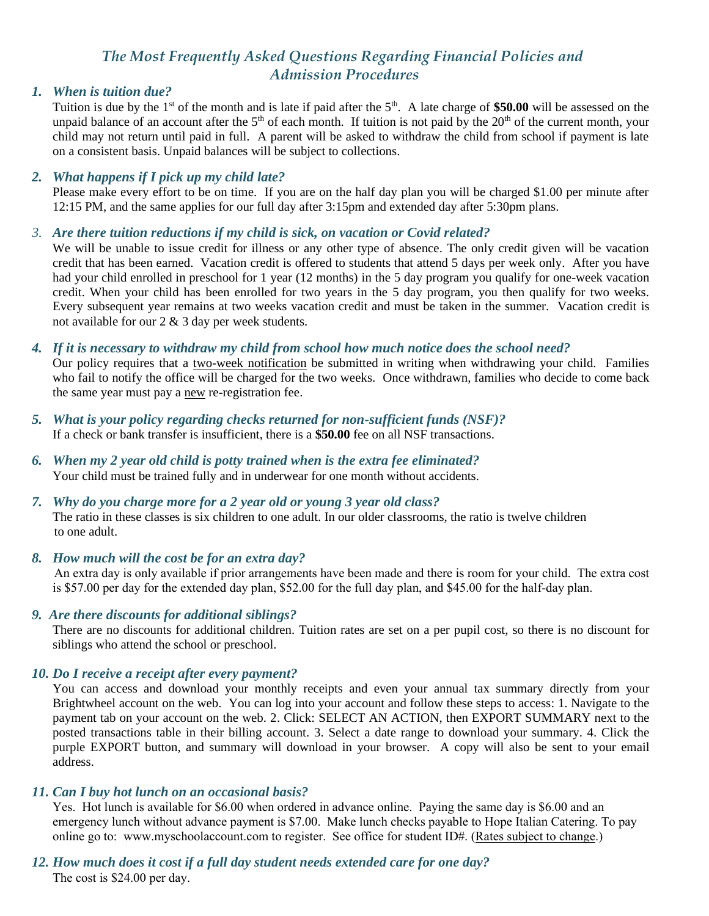## *The Most Frequently Asked Questions Regarding Financial Policies and Admission Procedures*

1. ***When is tuition due?***
   Tuition is due by the 1st of the month and is late if paid after the 5th. A late charge of **$50.00** will be assessed on the unpaid balance of an account after the 5th of each month. If tuition is not paid by the 20th of the current month, your child may not return until paid in full. A parent will be asked to withdraw the child from school if payment is late on a consistent basis. Unpaid balances will be subject to collections.

2. ***What happens if I pick up my child late?***
   Please make every effort to be on time. If you are on the half day plan you will be charged $1.00 per minute after 12:15 PM, and the same applies for our full day after 3:15pm and extended day after 5:30pm plans.

3. ***Are there tuition reductions if my child is sick, on vacation or Covid related?***
   We will be unable to issue credit for illness or any other type of absence. The only credit given will be vacation credit that has been earned. Vacation credit is offered to students that attend 5 days per week only. After you have had your child enrolled in preschool for 1 year (12 months) in the 5 day program you qualify for one-week vacation credit. When your child has been enrolled for two years in the 5 day program, you then qualify for two weeks. Every subsequent year remains at two weeks vacation credit and must be taken in the summer. Vacation credit is not available for our 2 & 3 day per week students.

4. ***If it is necessary to withdraw my child from school how much notice does the school need?***
   Our policy requires that a <u>two-week notification</u> be submitted in writing when withdrawing your child. Families who fail to notify the office will be charged for the two weeks. Once withdrawn, families who decide to come back the same year must pay a <u>new</u> re-registration fee.

5. ***What is your policy regarding checks returned for non-sufficient funds (NSF)?***
   If a check or bank transfer is insufficient, there is a **$50.00** fee on all NSF transactions.

6. ***When my 2 year old child is potty trained when is the extra fee eliminated?***
   Your child must be trained fully and in underwear for one month without accidents.

7. ***Why do you charge more for a 2 year old or young 3 year old class?***
   The ratio in these classes is six children to one adult. In our older classrooms, the ratio is twelve children to one adult.

8. ***How much will the cost be for an extra day?***
   An extra day is only available if prior arrangements have been made and there is room for your child. The extra cost is $57.00 per day for the extended day plan, $52.00 for the full day plan, and $45.00 for the half-day plan.

9. ***Are there discounts for additional siblings?***
   There are no discounts for additional children. Tuition rates are set on a per pupil cost, so there is no discount for siblings who attend the school or preschool.

10. ***Do I receive a receipt after every payment?***
    You can access and download your monthly receipts and even your annual tax summary directly from your Brightwheel account on the web. You can log into your account and follow these steps to access: 1. Navigate to the payment tab on your account on the web. 2. Click: SELECT AN ACTION, then EXPORT SUMMARY next to the posted transactions table in their billing account. 3. Select a date range to download your summary. 4. Click the purple EXPORT button, and summary will download in your browser. A copy will also be sent to your email address.

11. ***Can I buy hot lunch on an occasional basis?***
    Yes. Hot lunch is available for $6.00 when ordered in advance online. Paying the same day is $6.00 and an emergency lunch without advance payment is $7.00. Make lunch checks payable to Hope Italian Catering. To pay online go to: www.myschoolaccount.com to register. See office for student ID#. (<u>Rates subject to change</u>.)

12. ***How much does it cost if a full day student needs extended care for one day?***
    The cost is $24.00 per day.